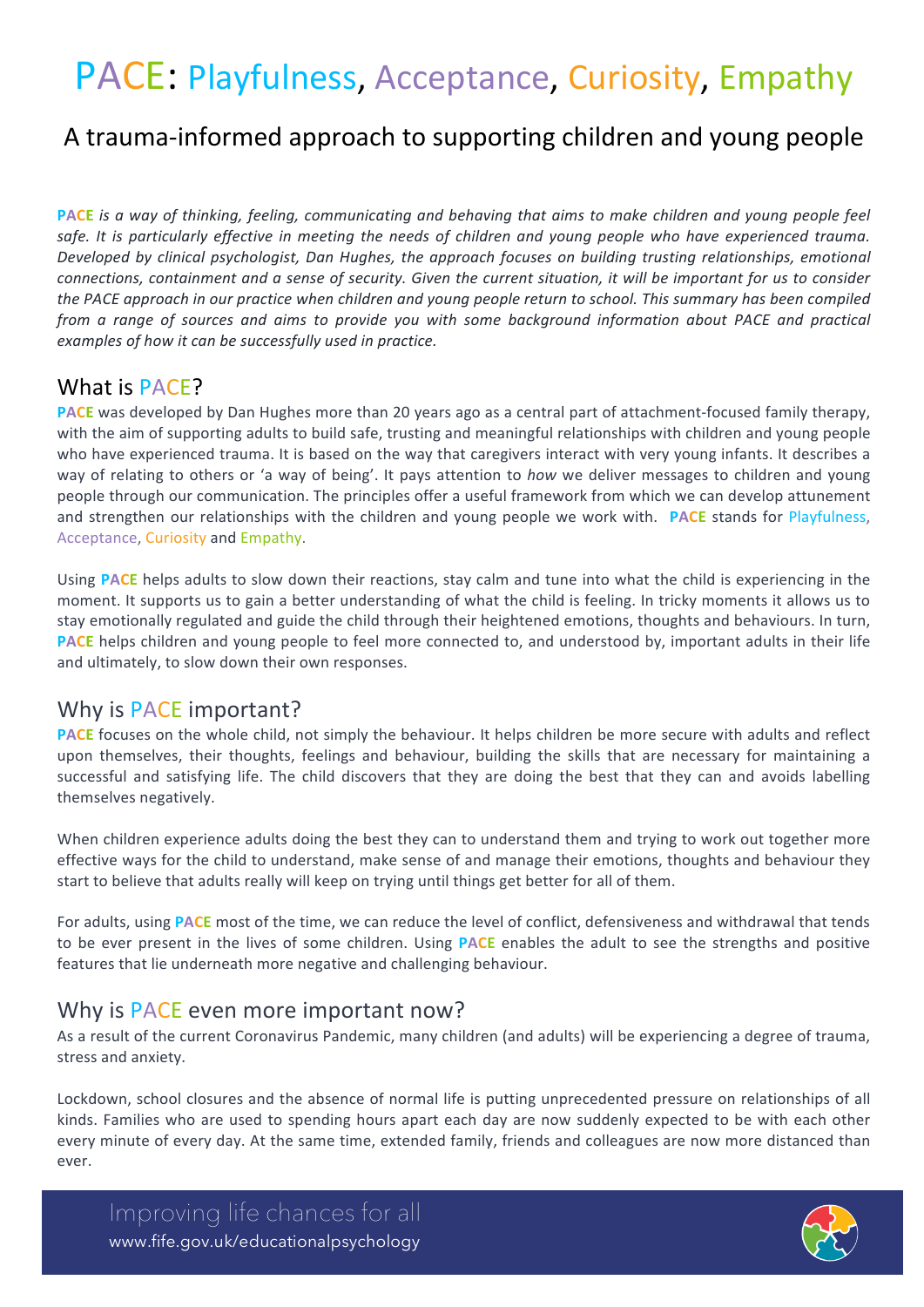# PACE: Playfulness, Acceptance, Curiosity, Empathy

## A trauma-informed approach to supporting children and young people

***PACE** is a way of thinking, feeling, communicating and behaving that aims to make children and young people feel safe. It is particularly effective in meeting the needs of children and young people who have experienced trauma. Developed by clinical psychologist, Dan Hughes, the approach focuses on building trusting relationships, emotional connections, containment and a sense of security. Given the current situation, it will be important for us to consider the PACE approach in our practice when children and young people return to school. This summary has been compiled from a range of sources and aims to provide you with some background information about PACE and practical examples of how it can be successfully used in practice.*

## What is PACE?

**PACE** was developed by Dan Hughes more than 20 years ago as a central part of attachment-focused family therapy, with the aim of supporting adults to build safe, trusting and meaningful relationships with children and young people who have experienced trauma. It is based on the way that caregivers interact with very young infants. It describes a way of relating to others or 'a way of being'. It pays attention to *how* we deliver messages to children and young people through our communication. The principles offer a useful framework from which we can develop attunement and strengthen our relationships with the children and young people we work with. **PACE** stands for Playfulness, Acceptance, Curiosity and Empathy.

Using **PACE** helps adults to slow down their reactions, stay calm and tune into what the child is experiencing in the moment. It supports us to gain a better understanding of what the child is feeling. In tricky moments it allows us to stay emotionally regulated and guide the child through their heightened emotions, thoughts and behaviours. In turn, **PACE** helps children and young people to feel more connected to, and understood by, important adults in their life and ultimately, to slow down their own responses.

## Why is PACE important?

**PACE** focuses on the whole child, not simply the behaviour. It helps children be more secure with adults and reflect upon themselves, their thoughts, feelings and behaviour, building the skills that are necessary for maintaining a successful and satisfying life. The child discovers that they are doing the best that they can and avoids labelling themselves negatively.

When children experience adults doing the best they can to understand them and trying to work out together more effective ways for the child to understand, make sense of and manage their emotions, thoughts and behaviour they start to believe that adults really will keep on trying until things get better for all of them.

For adults, using **PACE** most of the time, we can reduce the level of conflict, defensiveness and withdrawal that tends to be ever present in the lives of some children. Using **PACE** enables the adult to see the strengths and positive features that lie underneath more negative and challenging behaviour.

## Why is PACE even more important now?

As a result of the current Coronavirus Pandemic, many children (and adults) will be experiencing a degree of trauma, stress and anxiety.

Lockdown, school closures and the absence of normal life is putting unprecedented pressure on relationships of all kinds. Families who are used to spending hours apart each day are now suddenly expected to be with each other every minute of every day. At the same time, extended family, friends and colleagues are now more distanced than ever.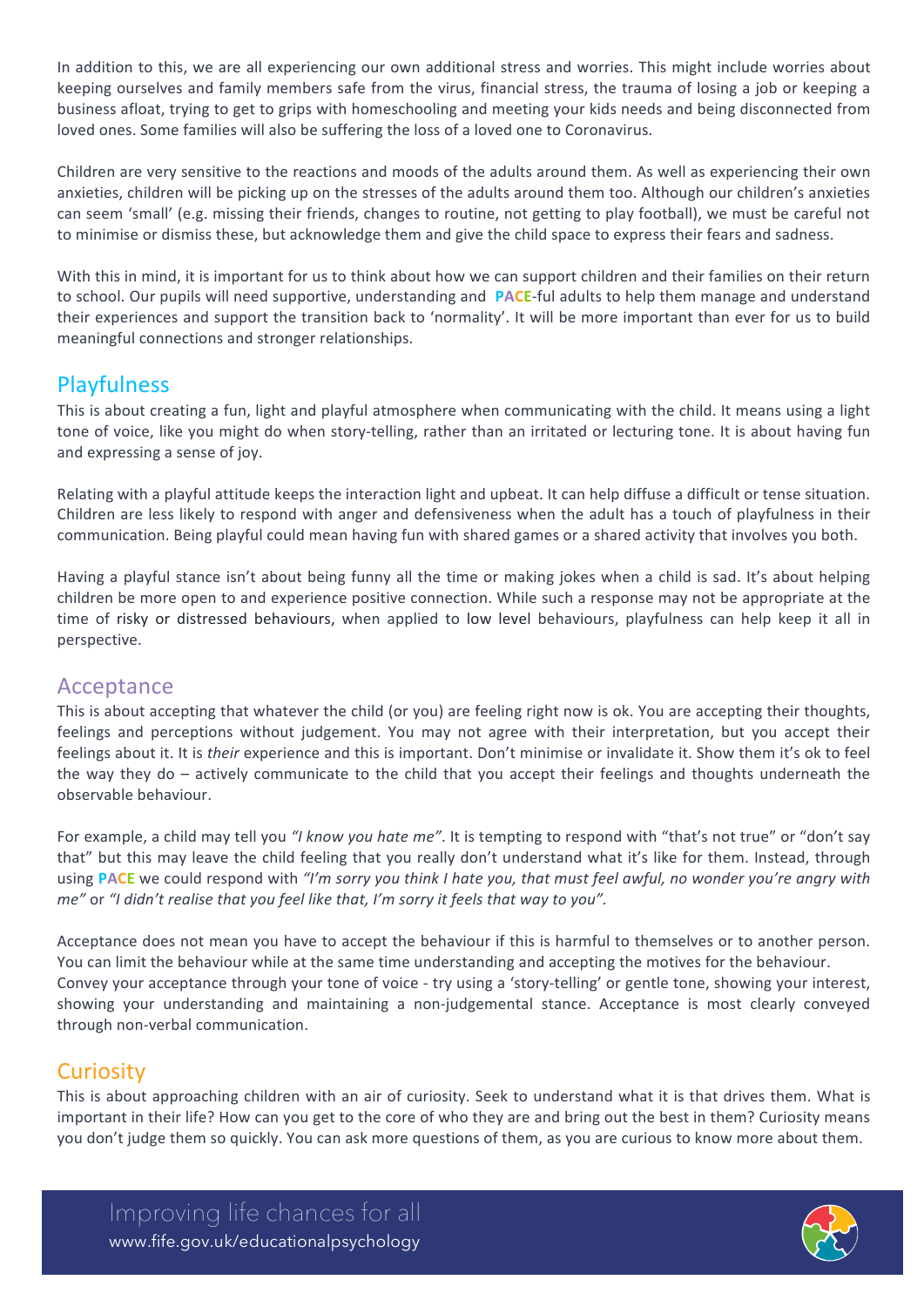In addition to this, we are all experiencing our own additional stress and worries. This might include worries about keeping ourselves and family members safe from the virus, financial stress, the trauma of losing a job or keeping a business afloat, trying to get to grips with homeschooling and meeting your kids needs and being disconnected from loved ones. Some families will also be suffering the loss of a loved one to Coronavirus.

Children are very sensitive to the reactions and moods of the adults around them. As well as experiencing their own anxieties, children will be picking up on the stresses of the adults around them too. Although our children's anxieties can seem 'small' (e.g. missing their friends, changes to routine, not getting to play football), we must be careful not to minimise or dismiss these, but acknowledge them and give the child space to express their fears and sadness.

With this in mind, it is important for us to think about how we can support children and their families on their return to school. Our pupils will need supportive, understanding and **PACE**-ful adults to help them manage and understand their experiences and support the transition back to 'normality'. It will be more important than ever for us to build meaningful connections and stronger relationships.

## Playfulness

This is about creating a fun, light and playful atmosphere when communicating with the child. It means using a light tone of voice, like you might do when story-telling, rather than an irritated or lecturing tone. It is about having fun and expressing a sense of joy.

Relating with a playful attitude keeps the interaction light and upbeat. It can help diffuse a difficult or tense situation. Children are less likely to respond with anger and defensiveness when the adult has a touch of playfulness in their communication. Being playful could mean having fun with shared games or a shared activity that involves you both.

Having a playful stance isn't about being funny all the time or making jokes when a child is sad. It's about helping children be more open to and experience positive connection. While such a response may not be appropriate at the time of risky or distressed behaviours, when applied to low level behaviours, playfulness can help keep it all in perspective.

## Acceptance

This is about accepting that whatever the child (or you) are feeling right now is ok. You are accepting their thoughts, feelings and perceptions without judgement. You may not agree with their interpretation, but you accept their feelings about it. It is *their* experience and this is important. Don't minimise or invalidate it. Show them it's ok to feel the way they do – actively communicate to the child that you accept their feelings and thoughts underneath the observable behaviour.

For example, a child may tell you *"I know you hate me"*. It is tempting to respond with "that's not true" or "don't say that" but this may leave the child feeling that you really don't understand what it's like for them. Instead, through using **PACE** we could respond with *"I'm sorry you think I hate you, that must feel awful, no wonder you're angry with me"* or *"I didn't realise that you feel like that, I'm sorry it feels that way to you"*.

Acceptance does not mean you have to accept the behaviour if this is harmful to themselves or to another person. You can limit the behaviour while at the same time understanding and accepting the motives for the behaviour.
Convey your acceptance through your tone of voice - try using a 'story-telling' or gentle tone, showing your interest, showing your understanding and maintaining a non-judgemental stance. Acceptance is most clearly conveyed through non-verbal communication.

## Curiosity

This is about approaching children with an air of curiosity. Seek to understand what it is that drives them. What is important in their life? How can you get to the core of who they are and bring out the best in them? Curiosity means you don't judge them so quickly. You can ask more questions of them, as you are curious to know more about them.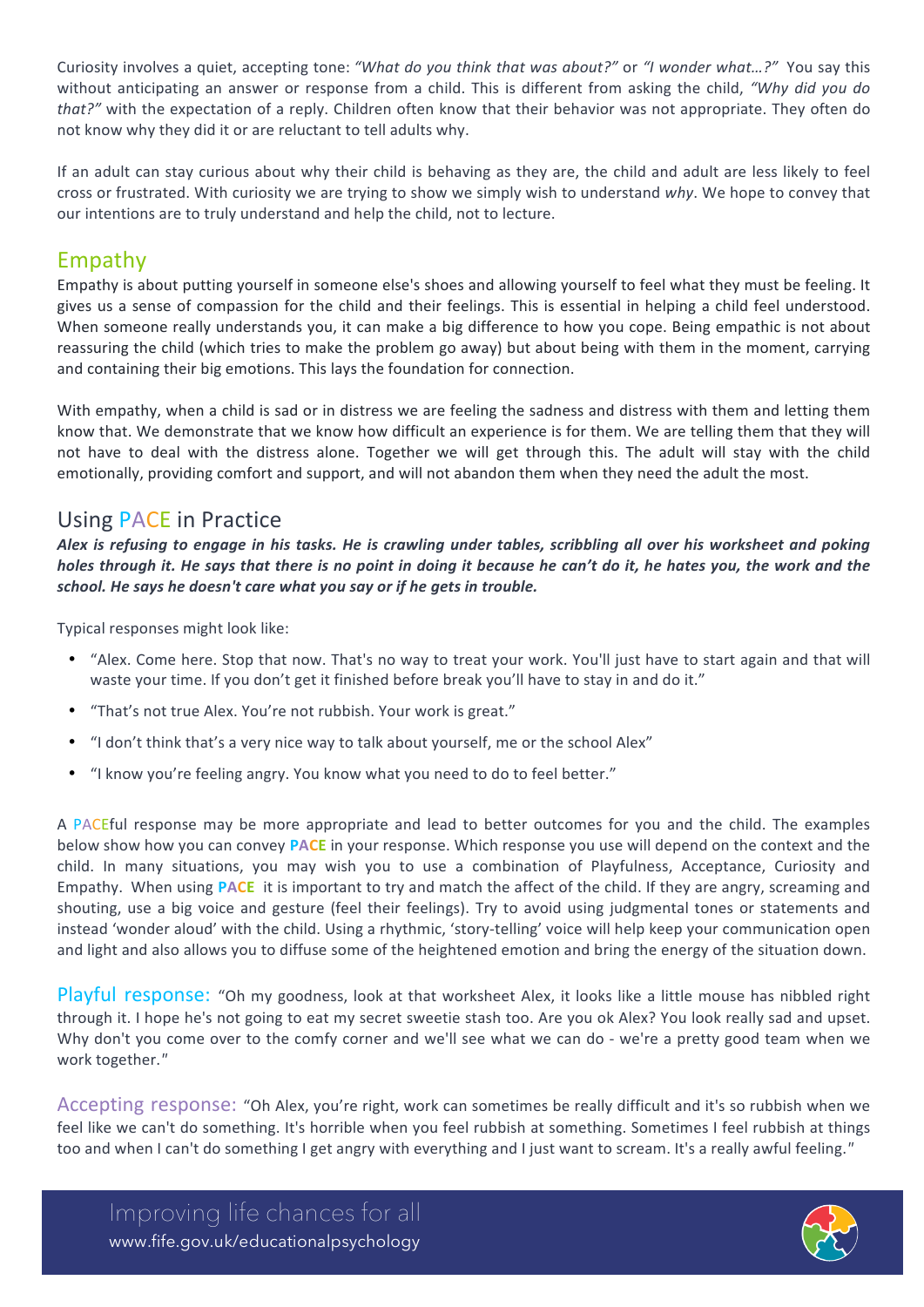Curiosity involves a quiet, accepting tone: *"What do you think that was about?"* or *"I wonder what…?"* You say this without anticipating an answer or response from a child. This is different from asking the child, *"Why did you do that?"* with the expectation of a reply. Children often know that their behavior was not appropriate. They often do not know why they did it or are reluctant to tell adults why.

If an adult can stay curious about why their child is behaving as they are, the child and adult are less likely to feel cross or frustrated. With curiosity we are trying to show we simply wish to understand *why*. We hope to convey that our intentions are to truly understand and help the child, not to lecture.

## Empathy

Empathy is about putting yourself in someone else's shoes and allowing yourself to feel what they must be feeling. It gives us a sense of compassion for the child and their feelings. This is essential in helping a child feel understood. When someone really understands you, it can make a big difference to how you cope. Being empathic is not about reassuring the child (which tries to make the problem go away) but about being with them in the moment, carrying and containing their big emotions. This lays the foundation for connection.

With empathy, when a child is sad or in distress we are feeling the sadness and distress with them and letting them know that. We demonstrate that we know how difficult an experience is for them. We are telling them that they will not have to deal with the distress alone. Together we will get through this. The adult will stay with the child emotionally, providing comfort and support, and will not abandon them when they need the adult the most.

## Using PACE in Practice

***Alex is refusing to engage in his tasks. He is crawling under tables, scribbling all over his worksheet and poking holes through it. He says that there is no point in doing it because he can't do it, he hates you, the work and the school. He says he doesn't care what you say or if he gets in trouble.***

Typical responses might look like:

- "Alex. Come here. Stop that now. That's no way to treat your work. You'll just have to start again and that will waste your time. If you don't get it finished before break you'll have to stay in and do it."
- "That's not true Alex. You're not rubbish. Your work is great."
- "I don't think that's a very nice way to talk about yourself, me or the school Alex"
- "I know you're feeling angry. You know what you need to do to feel better."

A PACEful response may be more appropriate and lead to better outcomes for you and the child. The examples below show how you can convey **PACE** in your response. Which response you use will depend on the context and the child. In many situations, you may wish you to use a combination of Playfulness, Acceptance, Curiosity and Empathy. When using **PACE** it is important to try and match the affect of the child. If they are angry, screaming and shouting, use a big voice and gesture (feel their feelings). Try to avoid using judgmental tones or statements and instead 'wonder aloud' with the child. Using a rhythmic, 'story-telling' voice will help keep your communication open and light and also allows you to diffuse some of the heightened emotion and bring the energy of the situation down.

**Playful response:** "Oh my goodness, look at that worksheet Alex, it looks like a little mouse has nibbled right through it. I hope he's not going to eat my secret sweetie stash too. Are you ok Alex? You look really sad and upset. Why don't you come over to the comfy corner and we'll see what we can do - we're a pretty good team when we work together."

**Accepting response:** "Oh Alex, you're right, work can sometimes be really difficult and it's so rubbish when we feel like we can't do something. It's horrible when you feel rubbish at something. Sometimes I feel rubbish at things too and when I can't do something I get angry with everything and I just want to scream. It's a really awful feeling."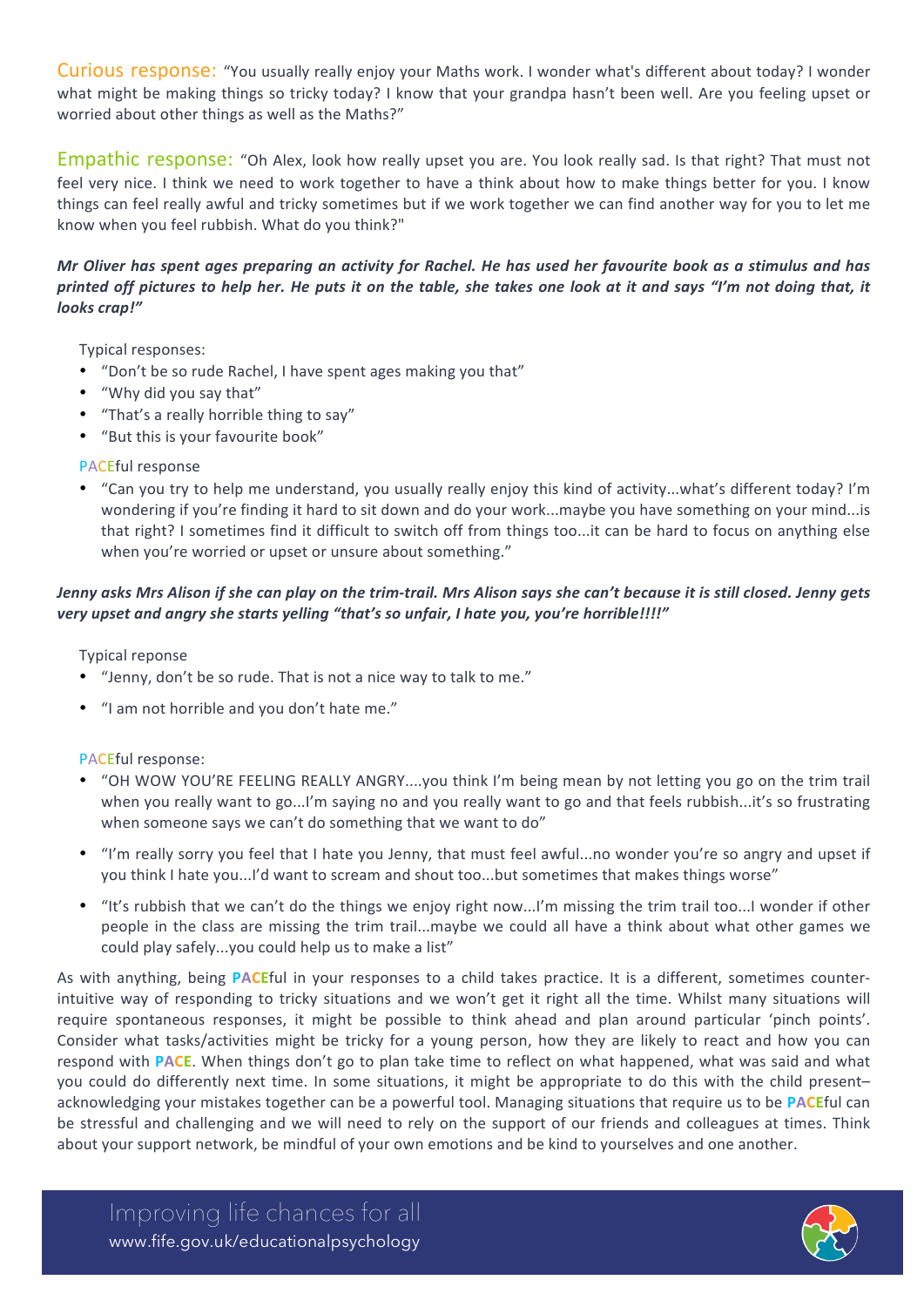Curious response: "You usually really enjoy your Maths work. I wonder what's different about today? I wonder what might be making things so tricky today? I know that your grandpa hasn't been well. Are you feeling upset or worried about other things as well as the Maths?"

Empathic response: "Oh Alex, look how really upset you are. You look really sad. Is that right? That must not feel very nice. I think we need to work together to have a think about how to make things better for you. I know things can feel really awful and tricky sometimes but if we work together we can find another way for you to let me know when you feel rubbish. What do you think?"

***Mr Oliver has spent ages preparing an activity for Rachel. He has used her favourite book as a stimulus and has printed off pictures to help her. He puts it on the table, she takes one look at it and says "I'm not doing that, it looks crap!"***

Typical responses:

- "Don't be so rude Rachel, I have spent ages making you that"
- "Why did you say that"
- "That's a really horrible thing to say"
- "But this is your favourite book"

PACEful response

- "Can you try to help me understand, you usually really enjoy this kind of activity...what's different today? I'm wondering if you're finding it hard to sit down and do your work...maybe you have something on your mind...is that right? I sometimes find it difficult to switch off from things too...it can be hard to focus on anything else when you're worried or upset or unsure about something."

***Jenny asks Mrs Alison if she can play on the trim-trail. Mrs Alison says she can't because it is still closed. Jenny gets very upset and angry she starts yelling "that's so unfair, I hate you, you're horrible!!!!"***

Typical reponse

- "Jenny, don't be so rude. That is not a nice way to talk to me."
- "I am not horrible and you don't hate me."

PACEful response:

- "OH WOW YOU'RE FEELING REALLY ANGRY....you think I'm being mean by not letting you go on the trim trail when you really want to go...I'm saying no and you really want to go and that feels rubbish...it's so frustrating when someone says we can't do something that we want to do"
- "I'm really sorry you feel that I hate you Jenny, that must feel awful...no wonder you're so angry and upset if you think I hate you...I'd want to scream and shout too...but sometimes that makes things worse"
- "It's rubbish that we can't do the things we enjoy right now...I'm missing the trim trail too...I wonder if other people in the class are missing the trim trail...maybe we could all have a think about what other games we could play safely...you could help us to make a list"

As with anything, being **PACE**ful in your responses to a child takes practice. It is a different, sometimes counter-intuitive way of responding to tricky situations and we won't get it right all the time. Whilst many situations will require spontaneous responses, it might be possible to think ahead and plan around particular 'pinch points'. Consider what tasks/activities might be tricky for a young person, how they are likely to react and how you can respond with **PACE**. When things don't go to plan take time to reflect on what happened, what was said and what you could do differently next time. In some situations, it might be appropriate to do this with the child present–acknowledging your mistakes together can be a powerful tool. Managing situations that require us to be **PACE**ful can be stressful and challenging and we will need to rely on the support of our friends and colleagues at times. Think about your support network, be mindful of your own emotions and be kind to yourselves and one another.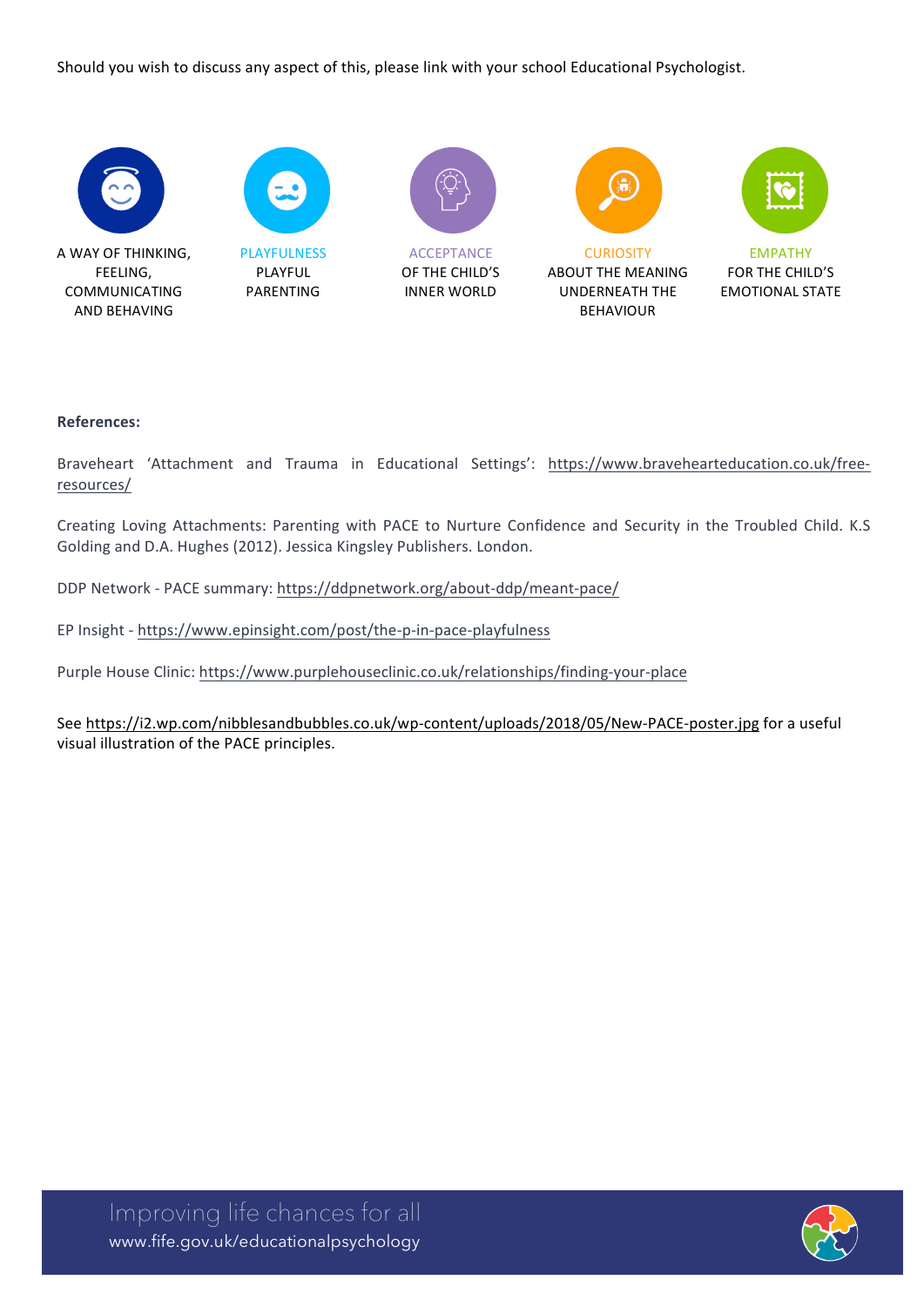Should you wish to discuss any aspect of this, please link with your school Educational Psychologist.

A WAY OF THINKING, FEELING, COMMUNICATING AND BEHAVING

PLAYFULNESS
PLAYFUL PARENTING

ACCEPTANCE
OF THE CHILD'S INNER WORLD

CURIOSITY
ABOUT THE MEANING UNDERNEATH THE BEHAVIOUR

EMPATHY
FOR THE CHILD'S EMOTIONAL STATE

**References:**

Braveheart 'Attachment and Trauma in Educational Settings': https://www.braveheartеducation.co.uk/free-resources/

Creating Loving Attachments: Parenting with PACE to Nurture Confidence and Security in the Troubled Child. K.S Golding and D.A. Hughes (2012). Jessica Kingsley Publishers. London.

DDP Network - PACE summary: https://ddpnetwork.org/about-ddp/meant-pace/

EP Insight - https://www.epinsight.com/post/the-p-in-pace-playfulness

Purple House Clinic: https://www.purplehouseclinic.co.uk/relationships/finding-your-place

See https://i2.wp.com/nibblesandbubbles.co.uk/wp-content/uploads/2018/05/New-PACE-poster.jpg for a useful visual illustration of the PACE principles.